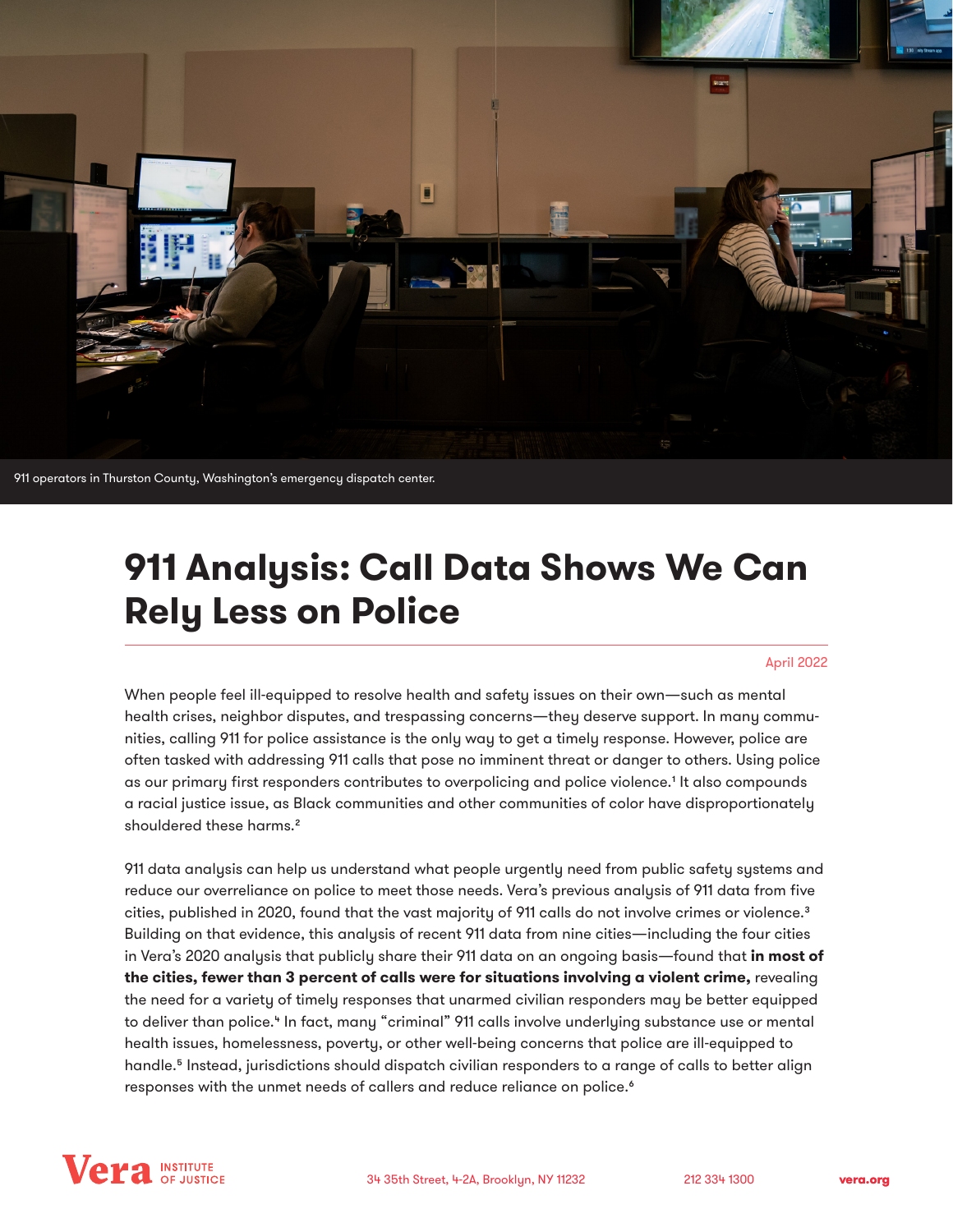911 operators in Thurston County, Washington's emergency dispatch center.

# 911 Analysis: Call Data Shows We Can Rely Less on Police

April 2022

When people feel ill-equipped to resolve health and safety issues on their own—such as mental health crises, neighbor disputes, and trespassing concerns—they deserve support. In many communities, calling 911 for police assistance is the only way to get a timely response. However, police are often tasked with addressing 911 calls that pose no imminent threat or danger to others. Using police as our primary first responders contributes to overpolicing and police violence.[1] It also compounds a racial justice issue, as Black communities and other communities of color have disproportionately shouldered these harms.[2]

911 data analysis can help us understand what people urgently need from public safety systems and reduce our overreliance on police to meet those needs. Vera's previous analysis of 911 data from five cities, published in 2020, found that the vast majority of 911 calls do not involve crimes or violence.[3] Building on that evidence, this analysis of recent 911 data from nine cities—including the four cities in Vera's 2020 analysis that publicly share their 911 data on an ongoing basis—found that **in most of the cities, fewer than 3 percent of calls were for situations involving a violent crime,** revealing the need for a variety of timely responses that unarmed civilian responders may be better equipped to deliver than police.[4] In fact, many "criminal" 911 calls involve underlying substance use or mental health issues, homelessness, poverty, or other well-being concerns that police are ill-equipped to handle.[5] Instead, jurisdictions should dispatch civilian responders to a range of calls to better align responses with the unmet needs of callers and reduce reliance on police.[6]

Vera Institute of Justice | 34 35th Street, 4-2A, Brooklyn, NY 11232 | 212 334 1300 | vera.org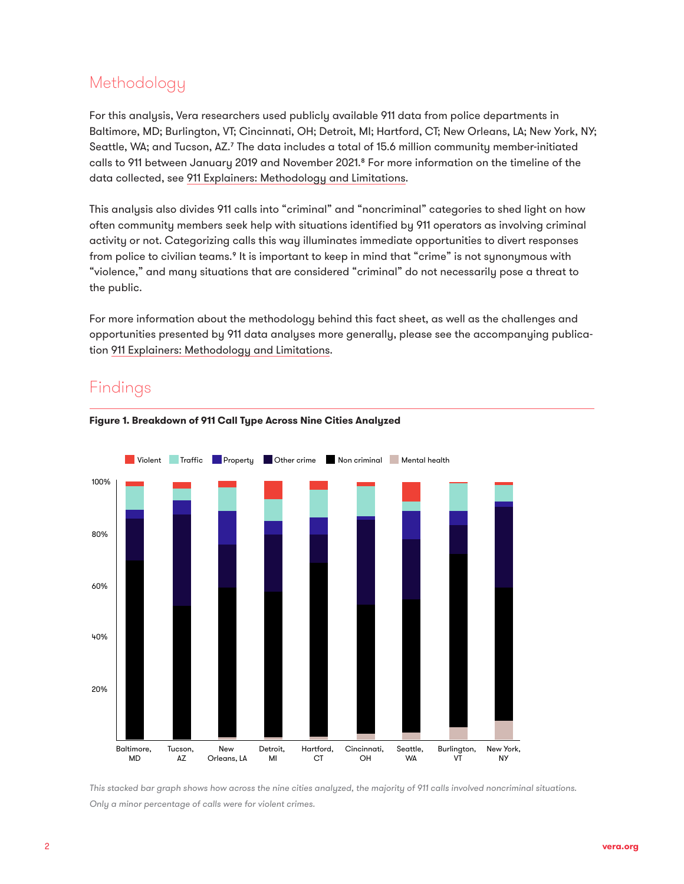## Methodology

For this analysis, Vera researchers used publicly available 911 data from police departments in Baltimore, MD; Burlington, VT; Cincinnati, OH; Detroit, MI; Hartford, CT; New Orleans, LA; New York, NY; Seattle, WA; and Tucson, AZ.[7] The data includes a total of 15.6 million community member-initiated calls to 911 between January 2019 and November 2021.[8] For more information on the timeline of the data collected, see 911 Explainers: Methodology and Limitations.

This analysis also divides 911 calls into "criminal" and "noncriminal" categories to shed light on how often community members seek help with situations identified by 911 operators as involving criminal activity or not. Categorizing calls this way illuminates immediate opportunities to divert responses from police to civilian teams.[9] It is important to keep in mind that "crime" is not synonymous with "violence," and many situations that are considered "criminal" do not necessarily pose a threat to the public.

For more information about the methodology behind this fact sheet, as well as the challenges and opportunities presented by 911 data analyses more generally, please see the accompanying publication 911 Explainers: Methodology and Limitations.

## Findings

**Figure 1. Breakdown of 911 Call Type Across Nine Cities Analyzed**

*This stacked bar graph shows how across the nine cities analyzed, the majority of 911 calls involved noncriminal situations. Only a minor percentage of calls were for violent crimes.*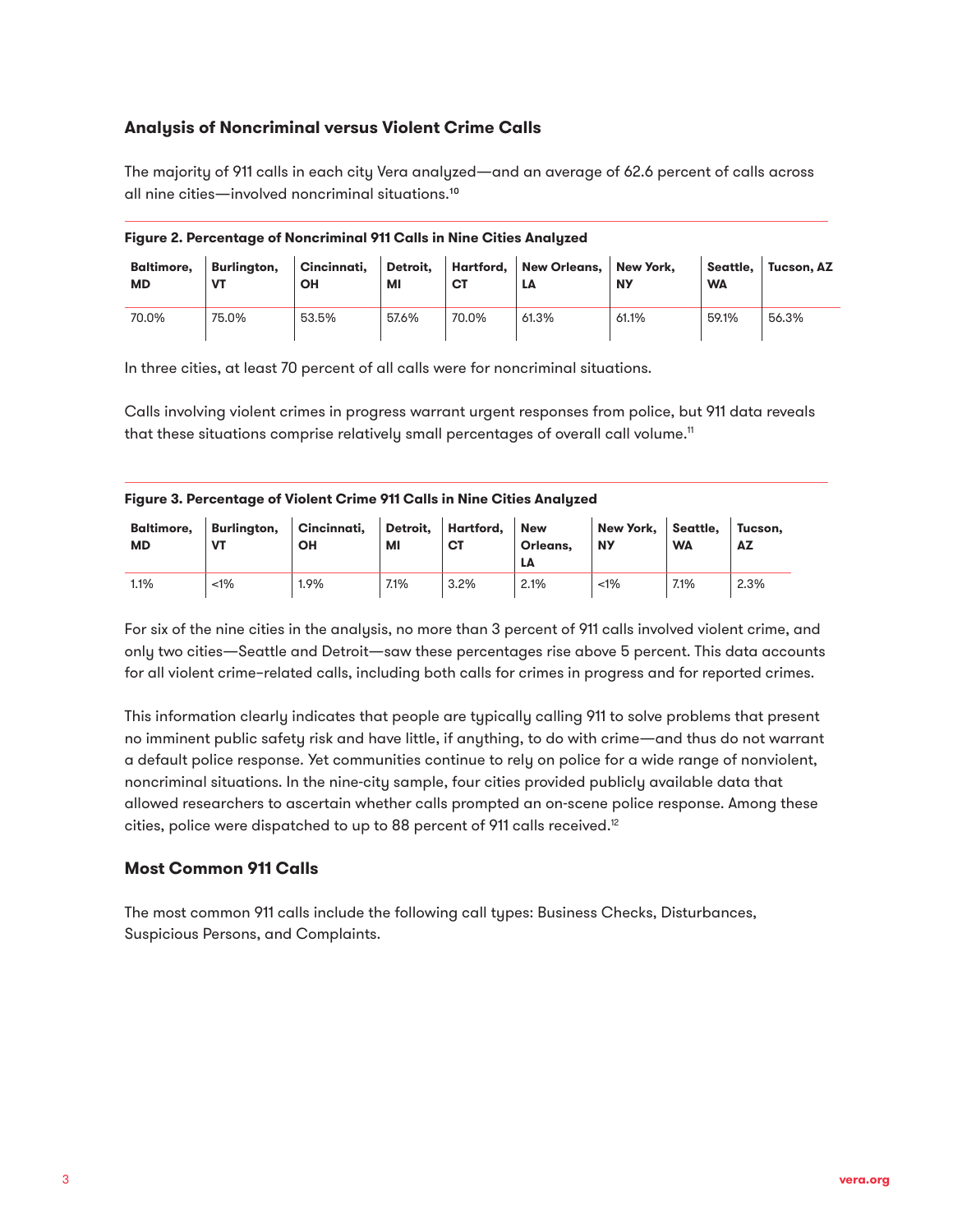## Analysis of Noncriminal versus Violent Crime Calls

The majority of 911 calls in each city Vera analyzed—and an average of 62.6 percent of calls across all nine cities—involved noncriminal situations.[10]

**Figure 2. Percentage of Noncriminal 911 Calls in Nine Cities Analyzed**

| Baltimore, MD | Burlington, VT | Cincinnati, OH | Detroit, MI | Hartford, CT | New Orleans, LA | New York, NY | Seattle, WA | Tucson, AZ |
|---|---|---|---|---|---|---|---|---|
| 70.0% | 75.0% | 53.5% | 57.6% | 70.0% | 61.3% | 61.1% | 59.1% | 56.3% |

In three cities, at least 70 percent of all calls were for noncriminal situations.

Calls involving violent crimes in progress warrant urgent responses from police, but 911 data reveals that these situations comprise relatively small percentages of overall call volume.[11]

**Figure 3. Percentage of Violent Crime 911 Calls in Nine Cities Analyzed**

| Baltimore, MD | Burlington, VT | Cincinnati, OH | Detroit, MI | Hartford, CT | New Orleans, LA | New York, NY | Seattle, WA | Tucson, AZ |
|---|---|---|---|---|---|---|---|---|
| 1.1% | <1% | 1.9% | 7.1% | 3.2% | 2.1% | <1% | 7.1% | 2.3% |

For six of the nine cities in the analysis, no more than 3 percent of 911 calls involved violent crime, and only two cities—Seattle and Detroit—saw these percentages rise above 5 percent. This data accounts for all violent crime-related calls, including both calls for crimes in progress and for reported crimes.

This information clearly indicates that people are typically calling 911 to solve problems that present no imminent public safety risk and have little, if anything, to do with crime—and thus do not warrant a default police response. Yet communities continue to rely on police for a wide range of nonviolent, noncriminal situations. In the nine-city sample, four cities provided publicly available data that allowed researchers to ascertain whether calls prompted an on-scene police response. Among these cities, police were dispatched to up to 88 percent of 911 calls received.[12]

## Most Common 911 Calls

The most common 911 calls include the following call types: Business Checks, Disturbances, Suspicious Persons, and Complaints.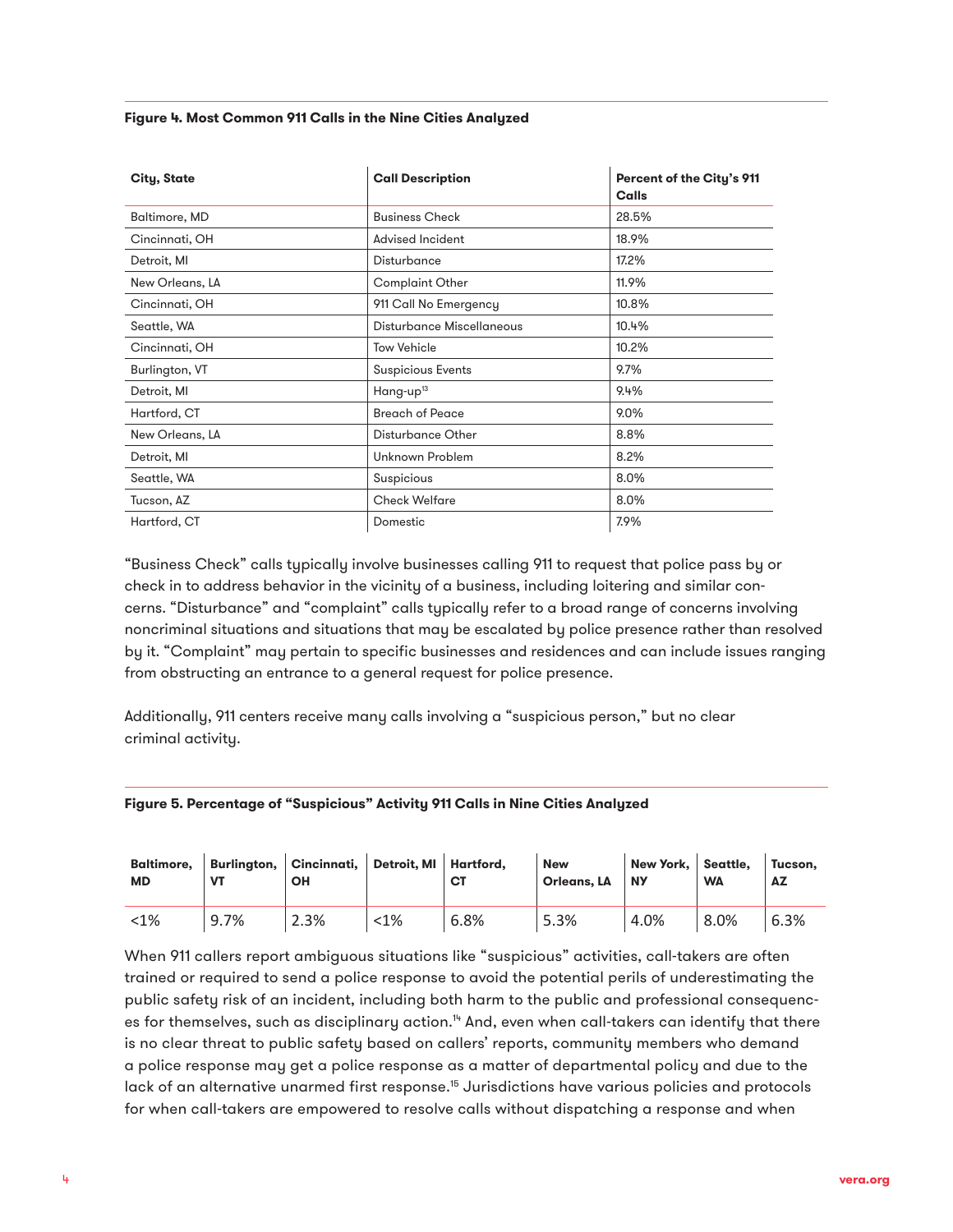**Figure 4. Most Common 911 Calls in the Nine Cities Analyzed**

| City, State | Call Description | Percent of the City's 911 Calls |
|---|---|---|
| Baltimore, MD | Business Check | 28.5% |
| Cincinnati, OH | Advised Incident | 18.9% |
| Detroit, MI | Disturbance | 17.2% |
| New Orleans, LA | Complaint Other | 11.9% |
| Cincinnati, OH | 911 Call No Emergency | 10.8% |
| Seattle, WA | Disturbance Miscellaneous | 10.4% |
| Cincinnati, OH | Tow Vehicle | 10.2% |
| Burlington, VT | Suspicious Events | 9.7% |
| Detroit, MI | Hang-up[13] | 9.4% |
| Hartford, CT | Breach of Peace | 9.0% |
| New Orleans, LA | Disturbance Other | 8.8% |
| Detroit, MI | Unknown Problem | 8.2% |
| Seattle, WA | Suspicious | 8.0% |
| Tucson, AZ | Check Welfare | 8.0% |
| Hartford, CT | Domestic | 7.9% |

"Business Check" calls typically involve businesses calling 911 to request that police pass by or check in to address behavior in the vicinity of a business, including loitering and similar concerns. "Disturbance" and "complaint" calls typically refer to a broad range of concerns involving noncriminal situations and situations that may be escalated by police presence rather than resolved by it. "Complaint" may pertain to specific businesses and residences and can include issues ranging from obstructing an entrance to a general request for police presence.

Additionally, 911 centers receive many calls involving a "suspicious person," but no clear criminal activity.

**Figure 5. Percentage of "Suspicious" Activity 911 Calls in Nine Cities Analyzed**

| Baltimore, MD | Burlington, VT | Cincinnati, OH | Detroit, MI | Hartford, CT | New Orleans, LA | New York, NY | Seattle, WA | Tucson, AZ |
|---|---|---|---|---|---|---|---|---|
| <1% | 9.7% | 2.3% | <1% | 6.8% | 5.3% | 4.0% | 8.0% | 6.3% |

When 911 callers report ambiguous situations like "suspicious" activities, call-takers are often trained or required to send a police response to avoid the potential perils of underestimating the public safety risk of an incident, including both harm to the public and professional consequences for themselves, such as disciplinary action.[14] And, even when call-takers can identify that there is no clear threat to public safety based on callers' reports, community members who demand a police response may get a police response as a matter of departmental policy and due to the lack of an alternative unarmed first response.[15] Jurisdictions have various policies and protocols for when call-takers are empowered to resolve calls without dispatching a response and when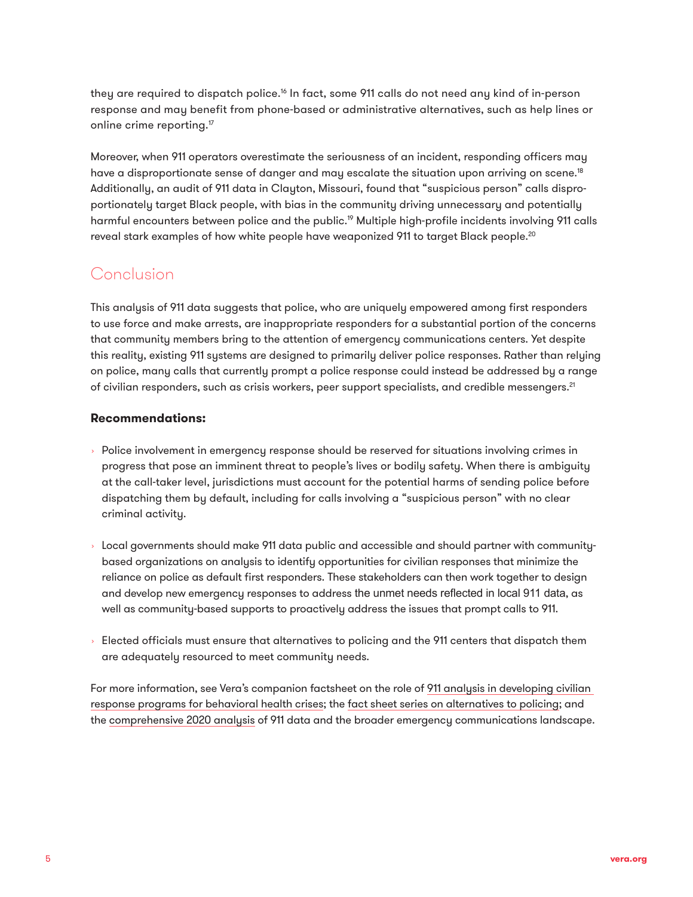they are required to dispatch police.[16] In fact, some 911 calls do not need any kind of in-person response and may benefit from phone-based or administrative alternatives, such as help lines or online crime reporting.[17]

Moreover, when 911 operators overestimate the seriousness of an incident, responding officers may have a disproportionate sense of danger and may escalate the situation upon arriving on scene.[18] Additionally, an audit of 911 data in Clayton, Missouri, found that "suspicious person" calls disproportionately target Black people, with bias in the community driving unnecessary and potentially harmful encounters between police and the public.[19] Multiple high-profile incidents involving 911 calls reveal stark examples of how white people have weaponized 911 to target Black people.[20]

## Conclusion

This analysis of 911 data suggests that police, who are uniquely empowered among first responders to use force and make arrests, are inappropriate responders for a substantial portion of the concerns that community members bring to the attention of emergency communications centers. Yet despite this reality, existing 911 systems are designed to primarily deliver police responses. Rather than relying on police, many calls that currently prompt a police response could instead be addressed by a range of civilian responders, such as crisis workers, peer support specialists, and credible messengers.[21]

**Recommendations:**

- Police involvement in emergency response should be reserved for situations involving crimes in progress that pose an imminent threat to people's lives or bodily safety. When there is ambiguity at the call-taker level, jurisdictions must account for the potential harms of sending police before dispatching them by default, including for calls involving a "suspicious person" with no clear criminal activity.
- Local governments should make 911 data public and accessible and should partner with community-based organizations on analysis to identify opportunities for civilian responses that minimize the reliance on police as default first responders. These stakeholders can then work together to design and develop new emergency responses to address the unmet needs reflected in local 911 data, as well as community-based supports to proactively address the issues that prompt calls to 911.
- Elected officials must ensure that alternatives to policing and the 911 centers that dispatch them are adequately resourced to meet community needs.

For more information, see Vera's companion factsheet on the role of 911 analysis in developing civilian response programs for behavioral health crises; the fact sheet series on alternatives to policing; and the comprehensive 2020 analysis of 911 data and the broader emergency communications landscape.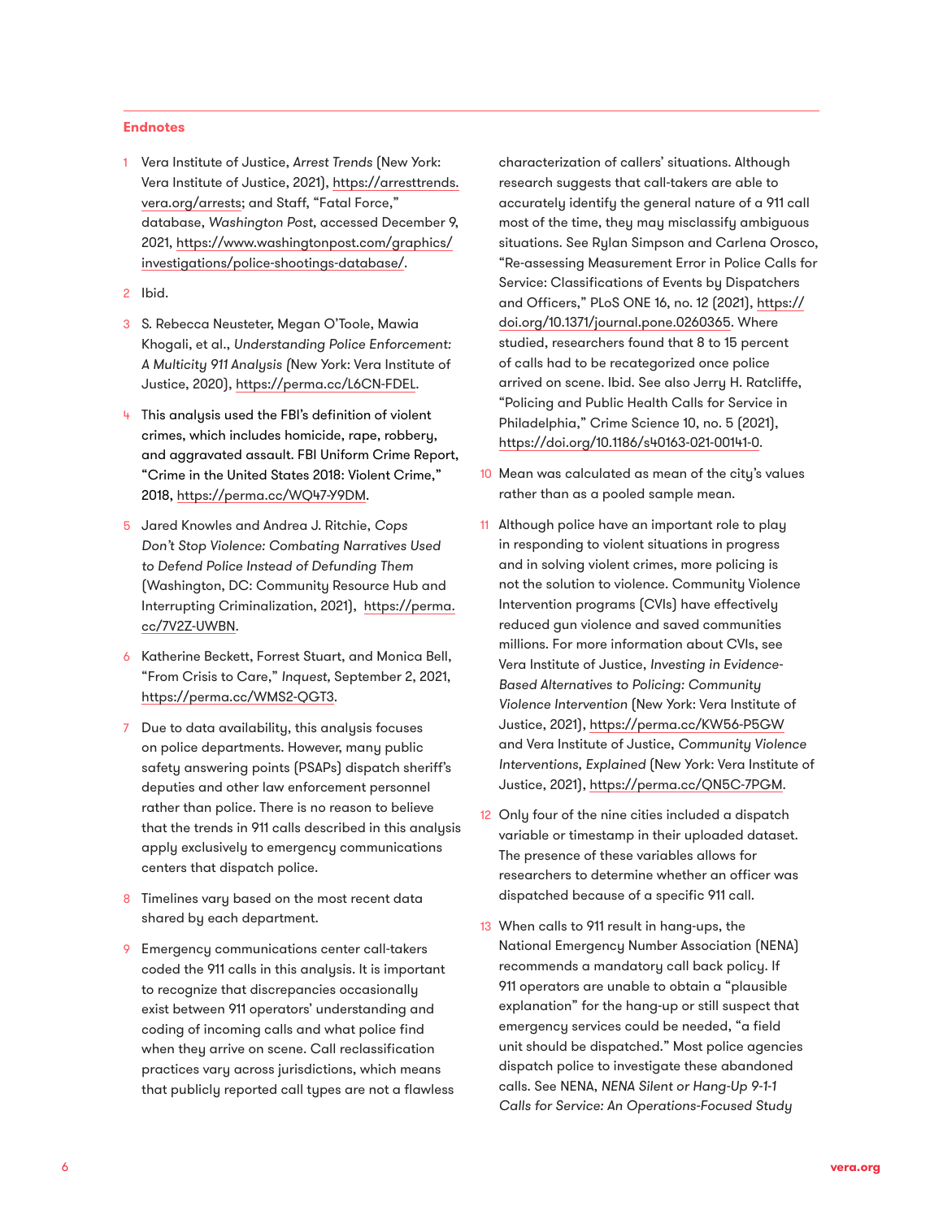## Endnotes

1. Vera Institute of Justice, *Arrest Trends* (New York: Vera Institute of Justice, 2021), https://arresttrends.vera.org/arrests; and Staff, "Fatal Force," database, *Washington Post*, accessed December 9, 2021, https://www.washingtonpost.com/graphics/investigations/police-shootings-database/.

2. Ibid.

3. S. Rebecca Neusteter, Megan O'Toole, Mawia Khogali, et al., *Understanding Police Enforcement: A Multicity 911 Analysis* (New York: Vera Institute of Justice, 2020), https://perma.cc/L6CN-FDEL.

4. This analysis used the FBI's definition of violent crimes, which includes homicide, rape, robbery, and aggravated assault. FBI Uniform Crime Report, "Crime in the United States 2018: Violent Crime," 2018, https://perma.cc/WQ47-Y9DM.

5. Jared Knowles and Andrea J. Ritchie, *Cops Don't Stop Violence: Combating Narratives Used to Defend Police Instead of Defunding Them* (Washington, DC: Community Resource Hub and Interrupting Criminalization, 2021), https://perma.cc/7V2Z-UWBN.

6. Katherine Beckett, Forrest Stuart, and Monica Bell, "From Crisis to Care," *Inquest*, September 2, 2021, https://perma.cc/WMS2-QGT3.

7. Due to data availability, this analysis focuses on police departments. However, many public safety answering points (PSAPs) dispatch sheriff's deputies and other law enforcement personnel rather than police. There is no reason to believe that the trends in 911 calls described in this analysis apply exclusively to emergency communications centers that dispatch police.

8. Timelines vary based on the most recent data shared by each department.

9. Emergency communications center call-takers coded the 911 calls in this analysis. It is important to recognize that discrepancies occasionally exist between 911 operators' understanding and coding of incoming calls and what police find when they arrive on scene. Call reclassification practices vary across jurisdictions, which means that publicly reported call types are not a flawless characterization of callers' situations. Although research suggests that call-takers are able to accurately identify the general nature of a 911 call most of the time, they may misclassify ambiguous situations. See Rylan Simpson and Carlena Orosco, "Re-assessing Measurement Error in Police Calls for Service: Classifications of Events by Dispatchers and Officers," PLoS ONE 16, no. 12 (2021), https://doi.org/10.1371/journal.pone.0260365. Where studied, researchers found that 8 to 15 percent of calls had to be recategorized once police arrived on scene. Ibid. See also Jerry H. Ratcliffe, "Policing and Public Health Calls for Service in Philadelphia," Crime Science 10, no. 5 (2021), https://doi.org/10.1186/s40163-021-00141-0.

10. Mean was calculated as mean of the city's values rather than as a pooled sample mean.

11. Although police have an important role to play in responding to violent situations in progress and in solving violent crimes, more policing is not the solution to violence. Community Violence Intervention programs (CVIs) have effectively reduced gun violence and saved communities millions. For more information about CVIs, see Vera Institute of Justice, *Investing in Evidence-Based Alternatives to Policing: Community Violence Intervention* (New York: Vera Institute of Justice, 2021), https://perma.cc/KW56-P5GW and Vera Institute of Justice, *Community Violence Interventions, Explained* (New York: Vera Institute of Justice, 2021), https://perma.cc/QN5C-7PGM.

12. Only four of the nine cities included a dispatch variable or timestamp in their uploaded dataset. The presence of these variables allows for researchers to determine whether an officer was dispatched because of a specific 911 call.

13. When calls to 911 result in hang-ups, the National Emergency Number Association (NENA) recommends a mandatory call back policy. If 911 operators are unable to obtain a "plausible explanation" for the hang-up or still suspect that emergency services could be needed, "a field unit should be dispatched." Most police agencies dispatch police to investigate these abandoned calls. See NENA, *NENA Silent or Hang-Up 9-1-1 Calls for Service: An Operations-Focused Study*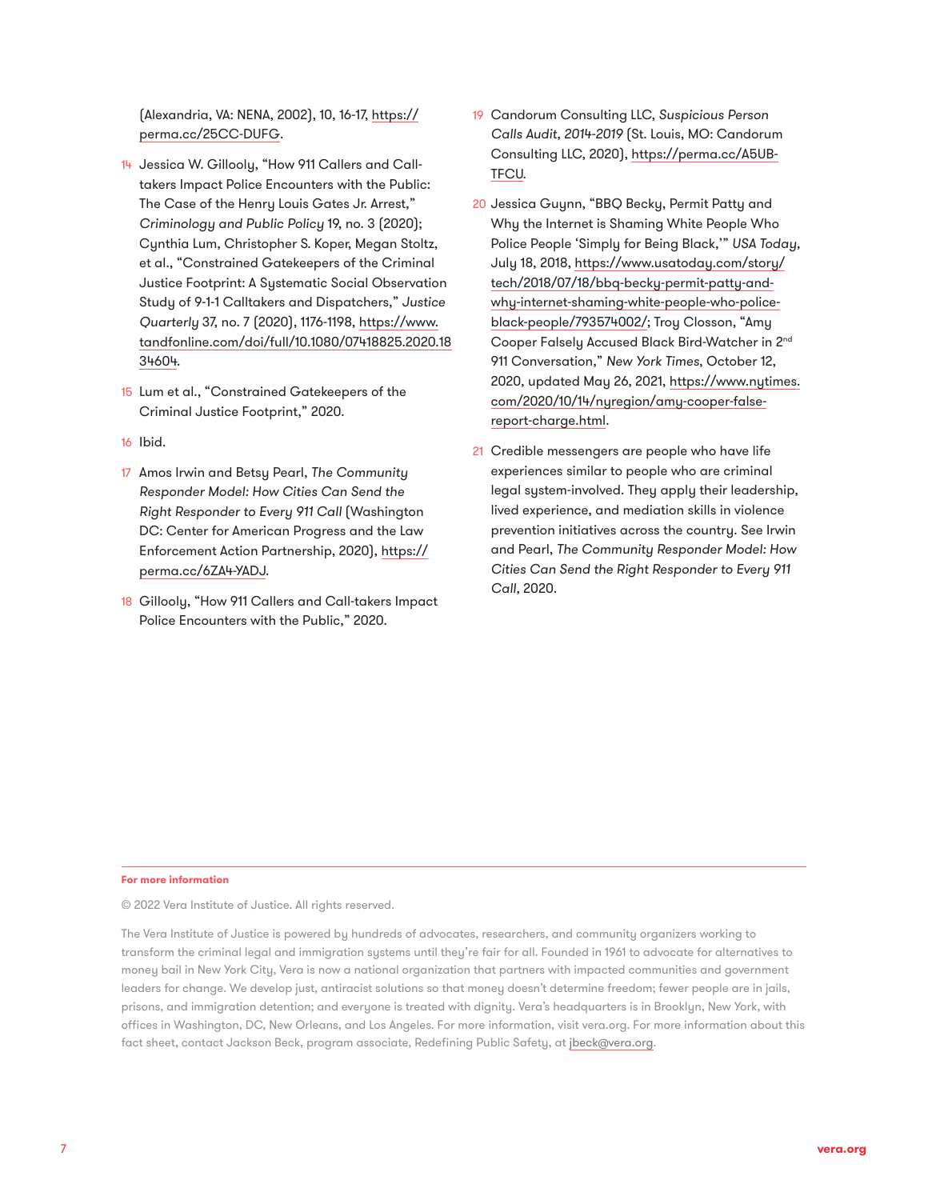(Alexandria, VA: NENA, 2002), 10, 16-17, https://perma.cc/25CC-DUFG.

14 Jessica W. Gillooly, "How 911 Callers and Call-takers Impact Police Encounters with the Public: The Case of the Henry Louis Gates Jr. Arrest," *Criminology and Public Policy* 19, no. 3 (2020); Cynthia Lum, Christopher S. Koper, Megan Stoltz, et al., "Constrained Gatekeepers of the Criminal Justice Footprint: A Systematic Social Observation Study of 9-1-1 Calltakers and Dispatchers," *Justice Quarterly* 37, no. 7 (2020), 1176-1198, https://www.tandfonline.com/doi/full/10.1080/07418825.2020.1834604.

15 Lum et al., "Constrained Gatekeepers of the Criminal Justice Footprint," 2020.

16 Ibid.

17 Amos Irwin and Betsy Pearl, *The Community Responder Model: How Cities Can Send the Right Responder to Every 911 Call* (Washington DC: Center for American Progress and the Law Enforcement Action Partnership, 2020), https://perma.cc/6ZA4-YADJ.

18 Gillooly, "How 911 Callers and Call-takers Impact Police Encounters with the Public," 2020.

19 Candorum Consulting LLC, *Suspicious Person Calls Audit, 2014-2019* (St. Louis, MO: Candorum Consulting LLC, 2020), https://perma.cc/A5UB-TFCU.

20 Jessica Guynn, "BBQ Becky, Permit Patty and Why the Internet is Shaming White People Who Police People 'Simply for Being Black,'" *USA Today*, July 18, 2018, https://www.usatoday.com/story/tech/2018/07/18/bbq-becky-permit-patty-and-why-internet-shaming-white-people-who-police-black-people/793574002/; Troy Closson, "Amy Cooper Falsely Accused Black Bird-Watcher in 2nd 911 Conversation," *New York Times*, October 12, 2020, updated May 26, 2021, https://www.nytimes.com/2020/10/14/nyregion/amy-cooper-false-report-charge.html.

21 Credible messengers are people who have life experiences similar to people who are criminal legal system-involved. They apply their leadership, lived experience, and mediation skills in violence prevention initiatives across the country. See Irwin and Pearl, *The Community Responder Model: How Cities Can Send the Right Responder to Every 911 Call*, 2020.

---

**For more information**

© 2022 Vera Institute of Justice. All rights reserved.

The Vera Institute of Justice is powered by hundreds of advocates, researchers, and community organizers working to transform the criminal legal and immigration systems until they're fair for all. Founded in 1961 to advocate for alternatives to money bail in New York City, Vera is now a national organization that partners with impacted communities and government leaders for change. We develop just, antiracist solutions so that money doesn't determine freedom; fewer people are in jails, prisons, and immigration detention; and everyone is treated with dignity. Vera's headquarters is in Brooklyn, New York, with offices in Washington, DC, New Orleans, and Los Angeles. For more information, visit vera.org. For more information about this fact sheet, contact Jackson Beck, program associate, Redefining Public Safety, at jbeck@vera.org.